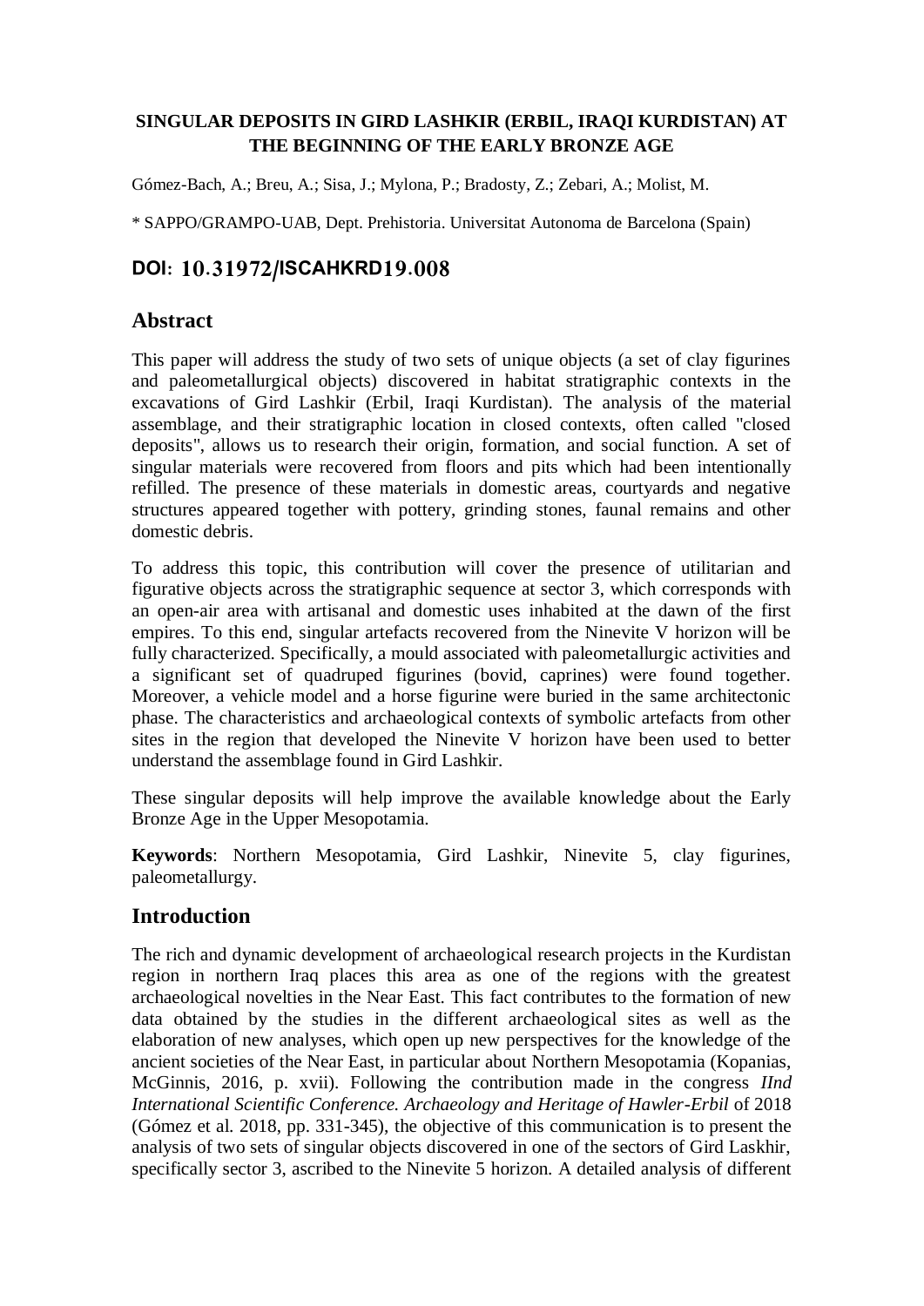**SINGULAR DEPOSITS IN GIRD LASHKIR (ERBIL, IRAQI KURDISTAN) AT THE BEGINNING OF THE EARLY BRONZE AGE**

Gómez-Bach, A.; Breu, A.; Sisa, J.; Mylona, P.; Bradosty, Z.; Zebari, A.; Molist, M.

* SAPPO/GRAMPO-UAB, Dept. Prehistoria. Universitat Autonoma de Barcelona (Spain)

## DOI: 10.31972/ISCAHKRD19.008

## Abstract

This paper will address the study of two sets of unique objects (a set of clay figurines and paleometallurgical objects) discovered in habitat stratigraphic contexts in the excavations of Gird Lashkir (Erbil, Iraqi Kurdistan). The analysis of the material assemblage, and their stratigraphic location in closed contexts, often called "closed deposits", allows us to research their origin, formation, and social function. A set of singular materials were recovered from floors and pits which had been intentionally refilled. The presence of these materials in domestic areas, courtyards and negative structures appeared together with pottery, grinding stones, faunal remains and other domestic debris.

To address this topic, this contribution will cover the presence of utilitarian and figurative objects across the stratigraphic sequence at sector 3, which corresponds with an open-air area with artisanal and domestic uses inhabited at the dawn of the first empires. To this end, singular artefacts recovered from the Ninevite V horizon will be fully characterized. Specifically, a mould associated with paleometallurgic activities and a significant set of quadruped figurines (bovid, caprines) were found together. Moreover, a vehicle model and a horse figurine were buried in the same architectonic phase. The characteristics and archaeological contexts of symbolic artefacts from other sites in the region that developed the Ninevite V horizon have been used to better understand the assemblage found in Gird Lashkir.

These singular deposits will help improve the available knowledge about the Early Bronze Age in the Upper Mesopotamia.

**Keywords**: Northern Mesopotamia, Gird Lashkir, Ninevite 5, clay figurines, paleometallurgy.

## Introduction

The rich and dynamic development of archaeological research projects in the Kurdistan region in northern Iraq places this area as one of the regions with the greatest archaeological novelties in the Near East. This fact contributes to the formation of new data obtained by the studies in the different archaeological sites as well as the elaboration of new analyses, which open up new perspectives for the knowledge of the ancient societies of the Near East, in particular about Northern Mesopotamia (Kopanias, McGinnis, 2016, p. xvii). Following the contribution made in the congress *IInd International Scientific Conference. Archaeology and Heritage of Hawler-Erbil* of 2018 (Gómez et al. 2018, pp. 331-345), the objective of this communication is to present the analysis of two sets of singular objects discovered in one of the sectors of Gird Laskhir, specifically sector 3, ascribed to the Ninevite 5 horizon. A detailed analysis of different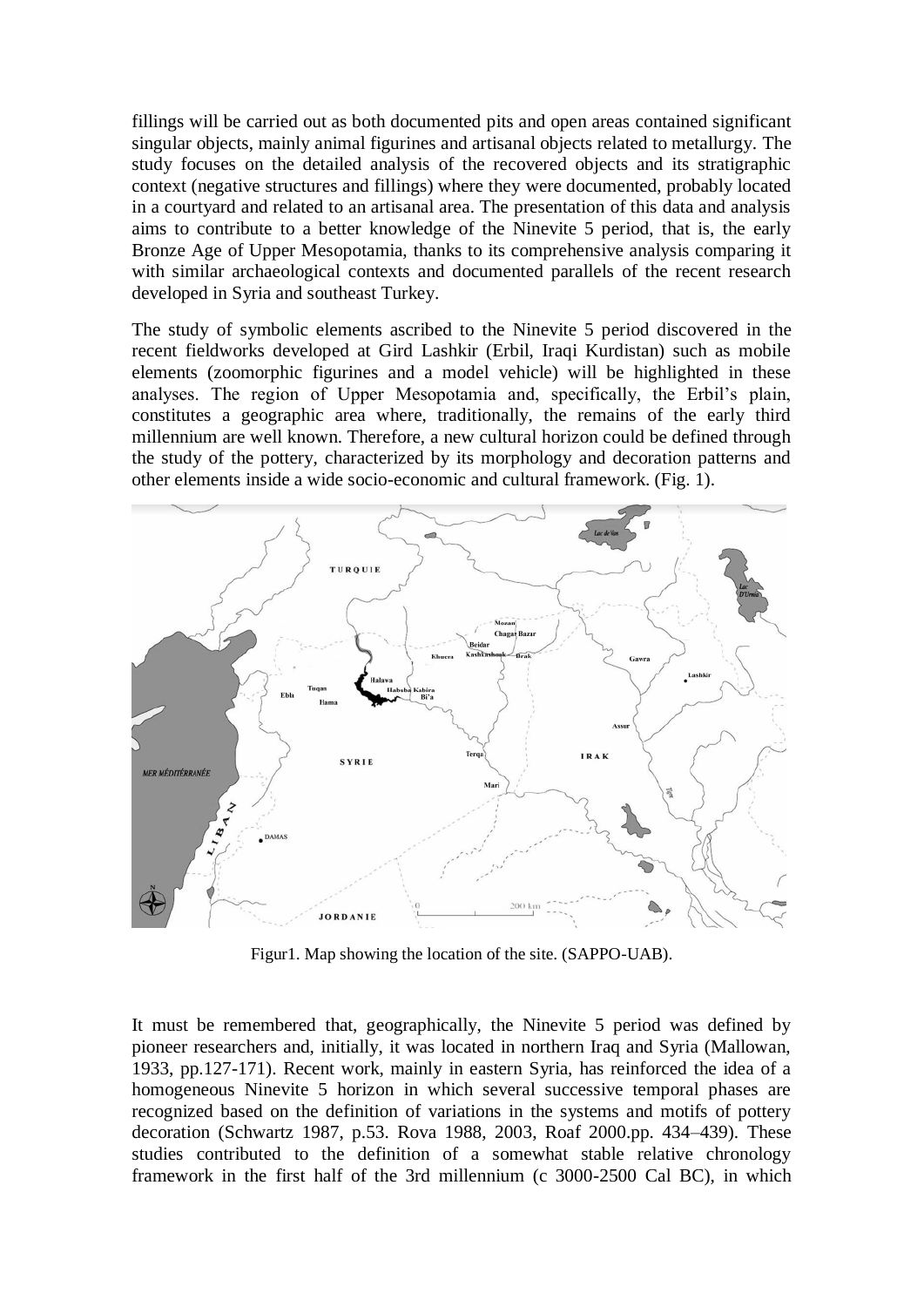fillings will be carried out as both documented pits and open areas contained significant singular objects, mainly animal figurines and artisanal objects related to metallurgy. The study focuses on the detailed analysis of the recovered objects and its stratigraphic context (negative structures and fillings) where they were documented, probably located in a courtyard and related to an artisanal area. The presentation of this data and analysis aims to contribute to a better knowledge of the Ninevite 5 period, that is, the early Bronze Age of Upper Mesopotamia, thanks to its comprehensive analysis comparing it with similar archaeological contexts and documented parallels of the recent research developed in Syria and southeast Turkey.

The study of symbolic elements ascribed to the Ninevite 5 period discovered in the recent fieldworks developed at Gird Lashkir (Erbil, Iraqi Kurdistan) such as mobile elements (zoomorphic figurines and a model vehicle) will be highlighted in these analyses. The region of Upper Mesopotamia and, specifically, the Erbil's plain, constitutes a geographic area where, traditionally, the remains of the early third millennium are well known. Therefore, a new cultural horizon could be defined through the study of the pottery, characterized by its morphology and decoration patterns and other elements inside a wide socio-economic and cultural framework. (Fig. 1).

Figur1. Map showing the location of the site. (SAPPO-UAB).

It must be remembered that, geographically, the Ninevite 5 period was defined by pioneer researchers and, initially, it was located in northern Iraq and Syria (Mallowan, 1933, pp.127-171). Recent work, mainly in eastern Syria, has reinforced the idea of a homogeneous Ninevite 5 horizon in which several successive temporal phases are recognized based on the definition of variations in the systems and motifs of pottery decoration (Schwartz 1987, p.53. Rova 1988, 2003, Roaf 2000.pp. 434–439). These studies contributed to the definition of a somewhat stable relative chronology framework in the first half of the 3rd millennium (c 3000-2500 Cal BC), in which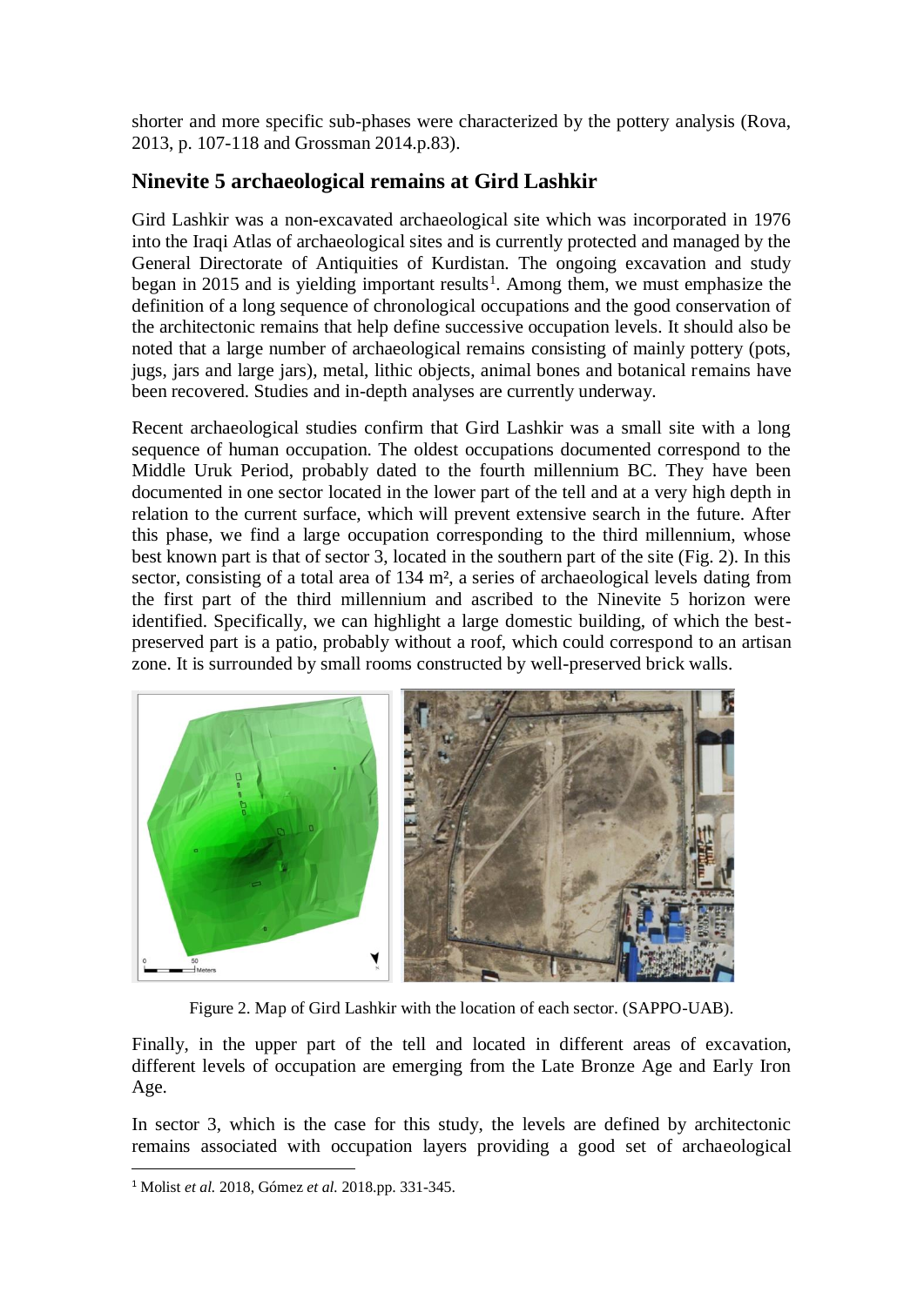shorter and more specific sub-phases were characterized by the pottery analysis (Rova, 2013, p. 107-118 and Grossman 2014.p.83).

## Ninevite 5 archaeological remains at Gird Lashkir

Gird Lashkir was a non-excavated archaeological site which was incorporated in 1976 into the Iraqi Atlas of archaeological sites and is currently protected and managed by the General Directorate of Antiquities of Kurdistan. The ongoing excavation and study began in 2015 and is yielding important results[1]. Among them, we must emphasize the definition of a long sequence of chronological occupations and the good conservation of the architectonic remains that help define successive occupation levels. It should also be noted that a large number of archaeological remains consisting of mainly pottery (pots, jugs, jars and large jars), metal, lithic objects, animal bones and botanical remains have been recovered. Studies and in-depth analyses are currently underway.

Recent archaeological studies confirm that Gird Lashkir was a small site with a long sequence of human occupation. The oldest occupations documented correspond to the Middle Uruk Period, probably dated to the fourth millennium BC. They have been documented in one sector located in the lower part of the tell and at a very high depth in relation to the current surface, which will prevent extensive search in the future. After this phase, we find a large occupation corresponding to the third millennium, whose best known part is that of sector 3, located in the southern part of the site (Fig. 2). In this sector, consisting of a total area of 134 m², a series of archaeological levels dating from the first part of the third millennium and ascribed to the Ninevite 5 horizon were identified. Specifically, we can highlight a large domestic building, of which the best-preserved part is a patio, probably without a roof, which could correspond to an artisan zone. It is surrounded by small rooms constructed by well-preserved brick walls.

Figure 2. Map of Gird Lashkir with the location of each sector. (SAPPO-UAB).

Finally, in the upper part of the tell and located in different areas of excavation, different levels of occupation are emerging from the Late Bronze Age and Early Iron Age.

In sector 3, which is the case for this study, the levels are defined by architectonic remains associated with occupation layers providing a good set of archaeological

[1] Molist *et al.* 2018, Gómez *et al.* 2018.pp. 331-345.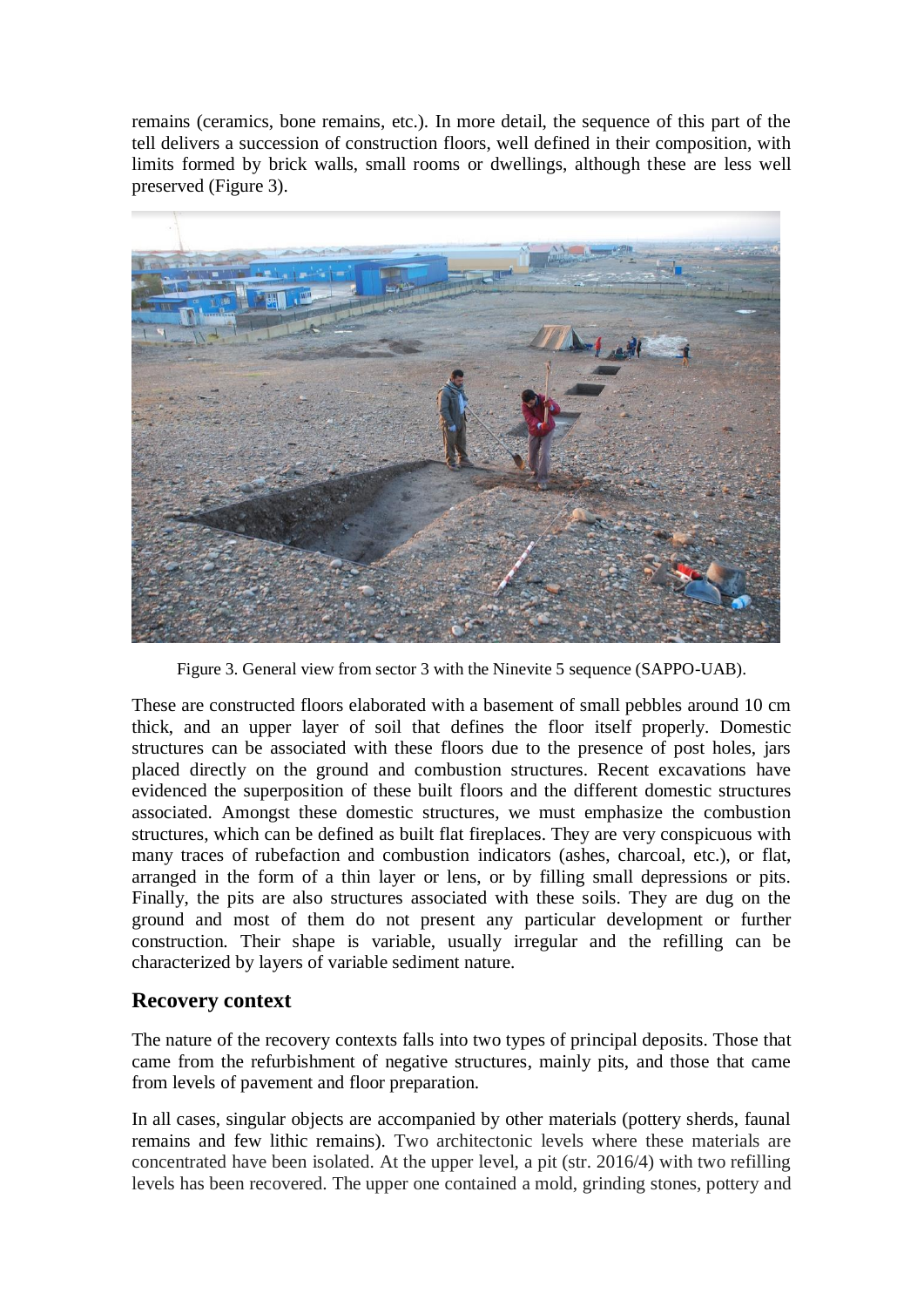remains (ceramics, bone remains, etc.). In more detail, the sequence of this part of the tell delivers a succession of construction floors, well defined in their composition, with limits formed by brick walls, small rooms or dwellings, although these are less well preserved (Figure 3).

Figure 3. General view from sector 3 with the Ninevite 5 sequence (SAPPO-UAB).

These are constructed floors elaborated with a basement of small pebbles around 10 cm thick, and an upper layer of soil that defines the floor itself properly. Domestic structures can be associated with these floors due to the presence of post holes, jars placed directly on the ground and combustion structures. Recent excavations have evidenced the superposition of these built floors and the different domestic structures associated. Amongst these domestic structures, we must emphasize the combustion structures, which can be defined as built flat fireplaces. They are very conspicuous with many traces of rubefaction and combustion indicators (ashes, charcoal, etc.), or flat, arranged in the form of a thin layer or lens, or by filling small depressions or pits. Finally, the pits are also structures associated with these soils. They are dug on the ground and most of them do not present any particular development or further construction. Their shape is variable, usually irregular and the refilling can be characterized by layers of variable sediment nature.

## Recovery context

The nature of the recovery contexts falls into two types of principal deposits. Those that came from the refurbishment of negative structures, mainly pits, and those that came from levels of pavement and floor preparation.

In all cases, singular objects are accompanied by other materials (pottery sherds, faunal remains and few lithic remains). Two architectonic levels where these materials are concentrated have been isolated. At the upper level, a pit (str. 2016/4) with two refilling levels has been recovered. The upper one contained a mold, grinding stones, pottery and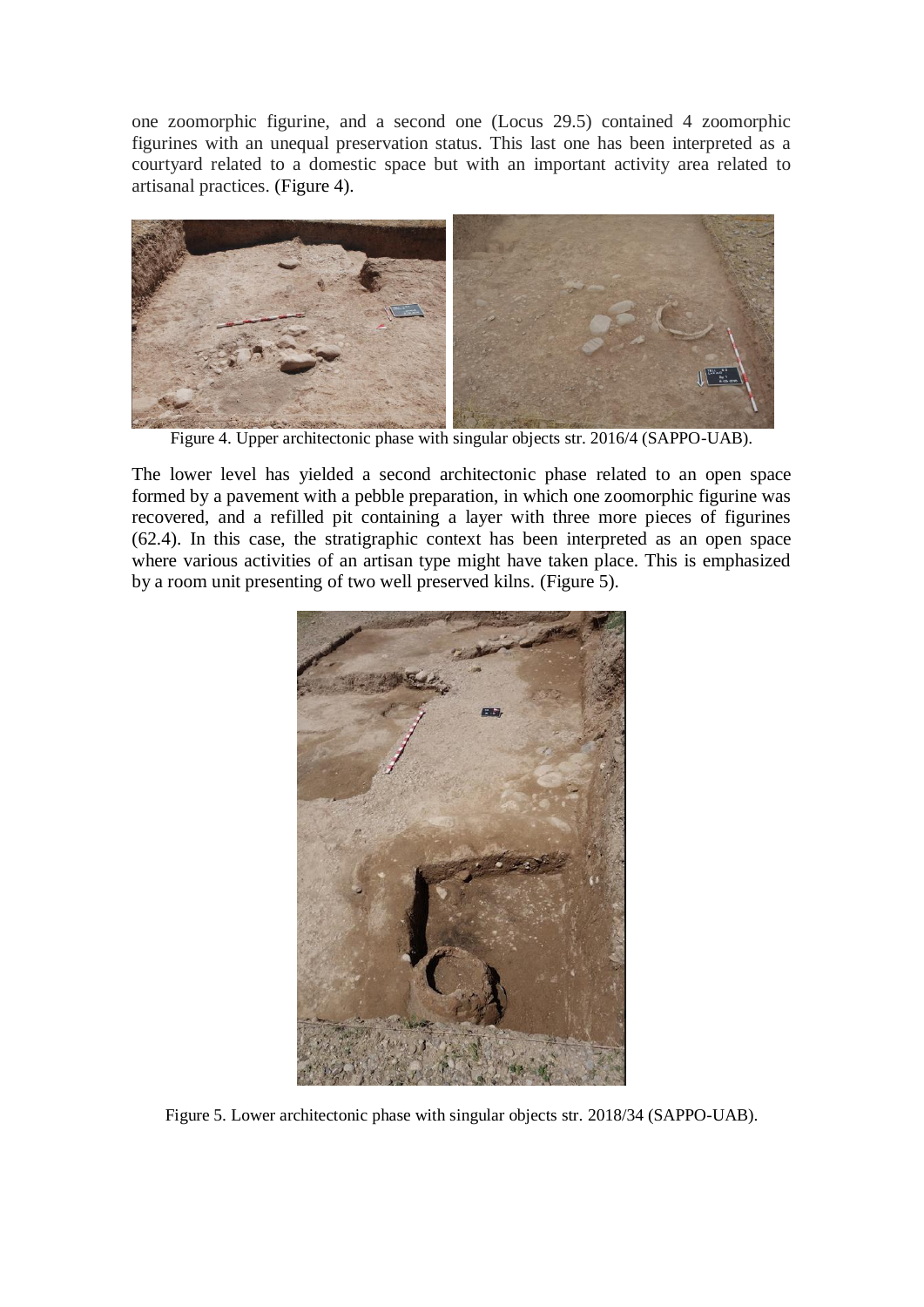one zoomorphic figurine, and a second one (Locus 29.5) contained 4 zoomorphic figurines with an unequal preservation status. This last one has been interpreted as a courtyard related to a domestic space but with an important activity area related to artisanal practices. (Figure 4).

Figure 4. Upper architectonic phase with singular objects str. 2016/4 (SAPPO-UAB).

The lower level has yielded a second architectonic phase related to an open space formed by a pavement with a pebble preparation, in which one zoomorphic figurine was recovered, and a refilled pit containing a layer with three more pieces of figurines (62.4). In this case, the stratigraphic context has been interpreted as an open space where various activities of an artisan type might have taken place. This is emphasized by a room unit presenting of two well preserved kilns. (Figure 5).

Figure 5. Lower architectonic phase with singular objects str. 2018/34 (SAPPO-UAB).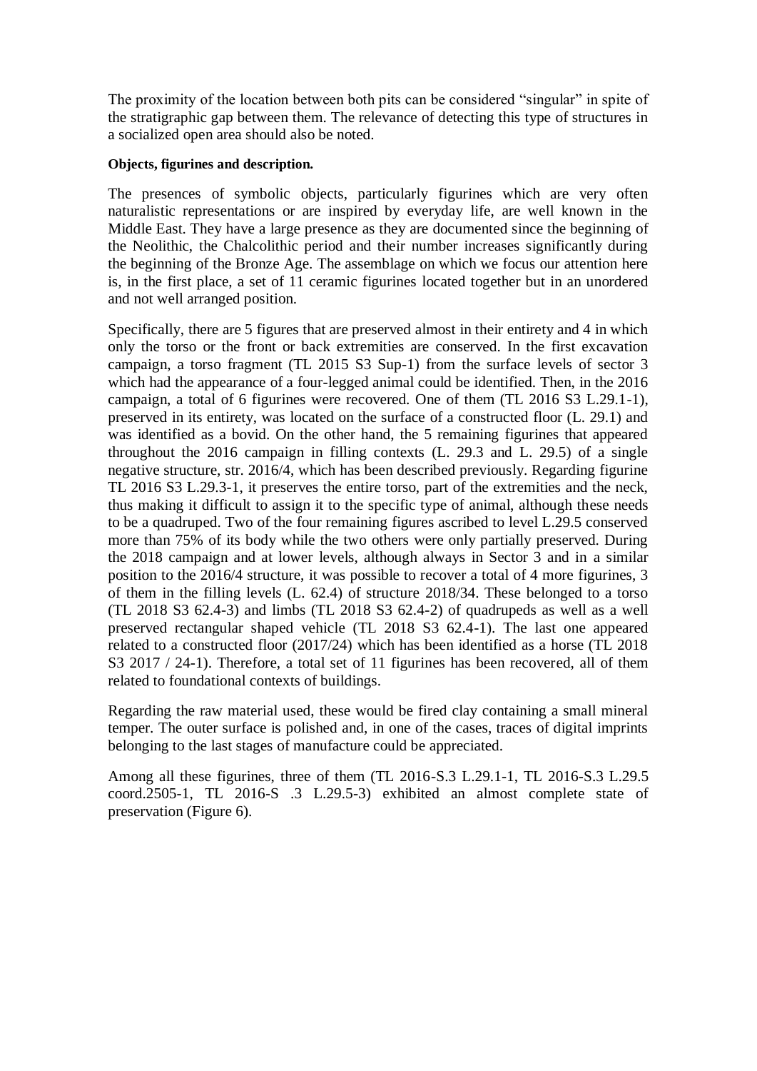The proximity of the location between both pits can be considered "singular" in spite of the stratigraphic gap between them. The relevance of detecting this type of structures in a socialized open area should also be noted.

**Objects, figurines and description.**

The presences of symbolic objects, particularly figurines which are very often naturalistic representations or are inspired by everyday life, are well known in the Middle East. They have a large presence as they are documented since the beginning of the Neolithic, the Chalcolithic period and their number increases significantly during the beginning of the Bronze Age. The assemblage on which we focus our attention here is, in the first place, a set of 11 ceramic figurines located together but in an unordered and not well arranged position.

Specifically, there are 5 figures that are preserved almost in their entirety and 4 in which only the torso or the front or back extremities are conserved. In the first excavation campaign, a torso fragment (TL 2015 S3 Sup-1) from the surface levels of sector 3 which had the appearance of a four-legged animal could be identified. Then, in the 2016 campaign, a total of 6 figurines were recovered. One of them (TL 2016 S3 L.29.1-1), preserved in its entirety, was located on the surface of a constructed floor (L. 29.1) and was identified as a bovid. On the other hand, the 5 remaining figurines that appeared throughout the 2016 campaign in filling contexts (L. 29.3 and L. 29.5) of a single negative structure, str. 2016/4, which has been described previously. Regarding figurine TL 2016 S3 L.29.3-1, it preserves the entire torso, part of the extremities and the neck, thus making it difficult to assign it to the specific type of animal, although these needs to be a quadruped. Two of the four remaining figures ascribed to level L.29.5 conserved more than 75% of its body while the two others were only partially preserved. During the 2018 campaign and at lower levels, although always in Sector 3 and in a similar position to the 2016/4 structure, it was possible to recover a total of 4 more figurines, 3 of them in the filling levels (L. 62.4) of structure 2018/34. These belonged to a torso (TL 2018 S3 62.4-3) and limbs (TL 2018 S3 62.4-2) of quadrupeds as well as a well preserved rectangular shaped vehicle (TL 2018 S3 62.4-1). The last one appeared related to a constructed floor (2017/24) which has been identified as a horse (TL 2018 S3 2017 / 24-1). Therefore, a total set of 11 figurines has been recovered, all of them related to foundational contexts of buildings.

Regarding the raw material used, these would be fired clay containing a small mineral temper. The outer surface is polished and, in one of the cases, traces of digital imprints belonging to the last stages of manufacture could be appreciated.

Among all these figurines, three of them (TL 2016-S.3 L.29.1-1, TL 2016-S.3 L.29.5 coord.2505-1, TL 2016-S .3 L.29.5-3) exhibited an almost complete state of preservation (Figure 6).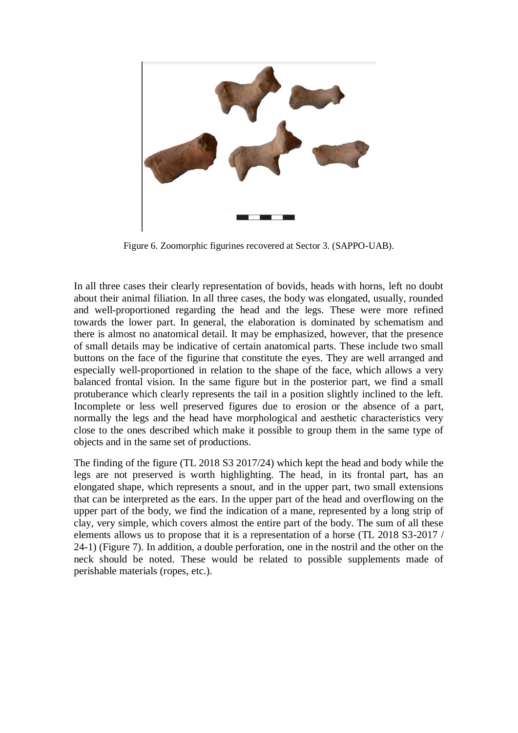Figure 6. Zoomorphic figurines recovered at Sector 3. (SAPPO-UAB).

In all three cases their clearly representation of bovids, heads with horns, left no doubt about their animal filiation. In all three cases, the body was elongated, usually, rounded and well-proportioned regarding the head and the legs. These were more refined towards the lower part. In general, the elaboration is dominated by schematism and there is almost no anatomical detail. It may be emphasized, however, that the presence of small details may be indicative of certain anatomical parts. These include two small buttons on the face of the figurine that constitute the eyes. They are well arranged and especially well-proportioned in relation to the shape of the face, which allows a very balanced frontal vision. In the same figure but in the posterior part, we find a small protuberance which clearly represents the tail in a position slightly inclined to the left. Incomplete or less well preserved figures due to erosion or the absence of a part, normally the legs and the head have morphological and aesthetic characteristics very close to the ones described which make it possible to group them in the same type of objects and in the same set of productions.

The finding of the figure (TL 2018 S3 2017/24) which kept the head and body while the legs are not preserved is worth highlighting. The head, in its frontal part, has an elongated shape, which represents a snout, and in the upper part, two small extensions that can be interpreted as the ears. In the upper part of the head and overflowing on the upper part of the body, we find the indication of a mane, represented by a long strip of clay, very simple, which covers almost the entire part of the body. The sum of all these elements allows us to propose that it is a representation of a horse (TL 2018 S3-2017 / 24-1) (Figure 7). In addition, a double perforation, one in the nostril and the other on the neck should be noted. These would be related to possible supplements made of perishable materials (ropes, etc.).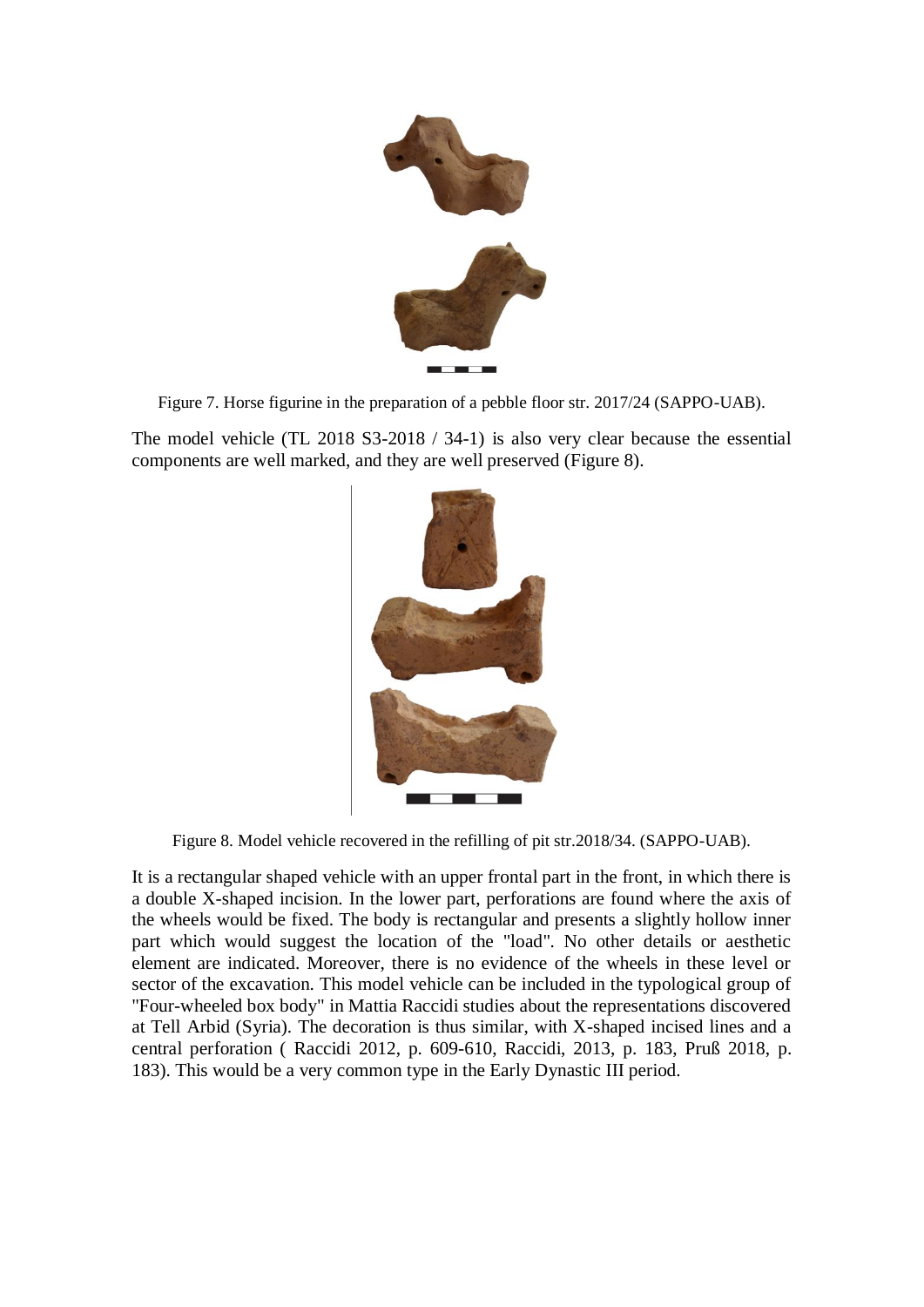Figure 7. Horse figurine in the preparation of a pebble floor str. 2017/24 (SAPPO-UAB).

The model vehicle (TL 2018 S3-2018 / 34-1) is also very clear because the essential components are well marked, and they are well preserved (Figure 8).

Figure 8. Model vehicle recovered in the refilling of pit str.2018/34. (SAPPO-UAB).

It is a rectangular shaped vehicle with an upper frontal part in the front, in which there is a double X-shaped incision. In the lower part, perforations are found where the axis of the wheels would be fixed. The body is rectangular and presents a slightly hollow inner part which would suggest the location of the "load". No other details or aesthetic element are indicated. Moreover, there is no evidence of the wheels in these level or sector of the excavation. This model vehicle can be included in the typological group of "Four-wheeled box body" in Mattia Raccidi studies about the representations discovered at Tell Arbid (Syria). The decoration is thus similar, with X-shaped incised lines and a central perforation ( Raccidi 2012, p. 609-610, Raccidi, 2013, p. 183, Pruß 2018, p. 183). This would be a very common type in the Early Dynastic III period.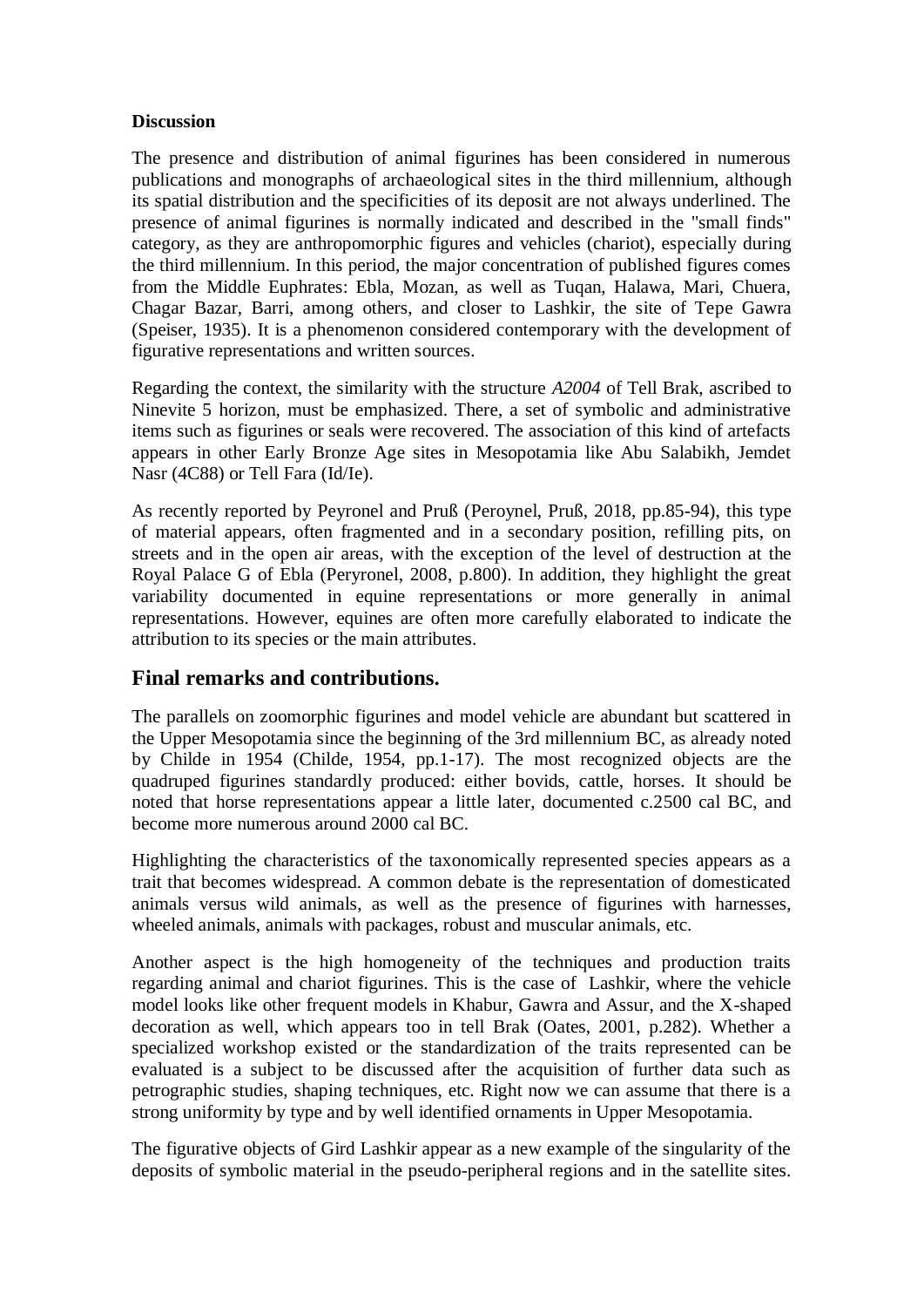**Discussion**

The presence and distribution of animal figurines has been considered in numerous publications and monographs of archaeological sites in the third millennium, although its spatial distribution and the specificities of its deposit are not always underlined. The presence of animal figurines is normally indicated and described in the "small finds" category, as they are anthropomorphic figures and vehicles (chariot), especially during the third millennium. In this period, the major concentration of published figures comes from the Middle Euphrates: Ebla, Mozan, as well as Tuqan, Halawa, Mari, Chuera, Chagar Bazar, Barri, among others, and closer to Lashkir, the site of Tepe Gawra (Speiser, 1935). It is a phenomenon considered contemporary with the development of figurative representations and written sources.

Regarding the context, the similarity with the structure *A2004* of Tell Brak, ascribed to Ninevite 5 horizon, must be emphasized. There, a set of symbolic and administrative items such as figurines or seals were recovered. The association of this kind of artefacts appears in other Early Bronze Age sites in Mesopotamia like Abu Salabikh, Jemdet Nasr (4C88) or Tell Fara (Id/Ie).

As recently reported by Peyronel and Pruß (Peroynel, Pruß, 2018, pp.85-94), this type of material appears, often fragmented and in a secondary position, refilling pits, on streets and in the open air areas, with the exception of the level of destruction at the Royal Palace G of Ebla (Peryronel, 2008, p.800). In addition, they highlight the great variability documented in equine representations or more generally in animal representations. However, equines are often more carefully elaborated to indicate the attribution to its species or the main attributes.

## Final remarks and contributions.

The parallels on zoomorphic figurines and model vehicle are abundant but scattered in the Upper Mesopotamia since the beginning of the 3rd millennium BC, as already noted by Childe in 1954 (Childe, 1954, pp.1-17). The most recognized objects are the quadruped figurines standardly produced: either bovids, cattle, horses. It should be noted that horse representations appear a little later, documented c.2500 cal BC, and become more numerous around 2000 cal BC.

Highlighting the characteristics of the taxonomically represented species appears as a trait that becomes widespread. A common debate is the representation of domesticated animals versus wild animals, as well as the presence of figurines with harnesses, wheeled animals, animals with packages, robust and muscular animals, etc.

Another aspect is the high homogeneity of the techniques and production traits regarding animal and chariot figurines. This is the case of Lashkir, where the vehicle model looks like other frequent models in Khabur, Gawra and Assur, and the X-shaped decoration as well, which appears too in tell Brak (Oates, 2001, p.282). Whether a specialized workshop existed or the standardization of the traits represented can be evaluated is a subject to be discussed after the acquisition of further data such as petrographic studies, shaping techniques, etc. Right now we can assume that there is a strong uniformity by type and by well identified ornaments in Upper Mesopotamia.

The figurative objects of Gird Lashkir appear as a new example of the singularity of the deposits of symbolic material in the pseudo-peripheral regions and in the satellite sites.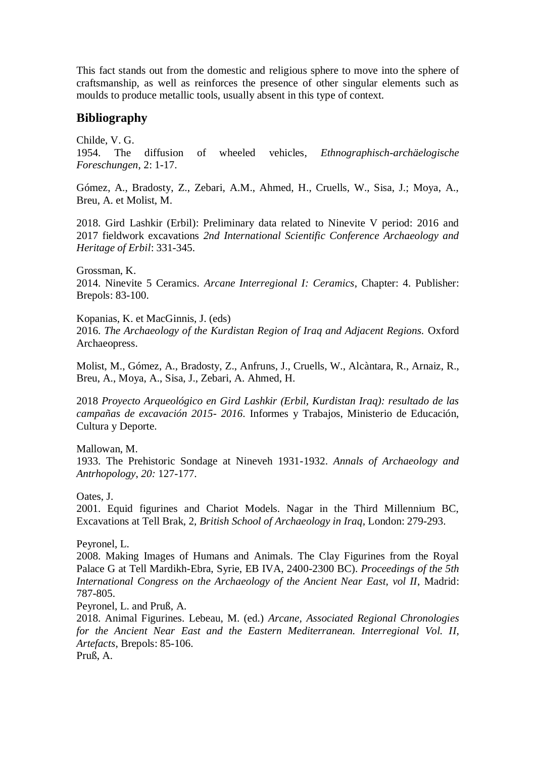This fact stands out from the domestic and religious sphere to move into the sphere of craftsmanship, as well as reinforces the presence of other singular elements such as moulds to produce metallic tools, usually absent in this type of context.

## Bibliography

Childe, V. G.
1954. The diffusion of wheeled vehicles, *Ethnographisch-archäelogische Foreschungen*, 2: 1-17.

Gómez, A., Bradosty, Z., Zebari, A.M., Ahmed, H., Cruells, W., Sisa, J.; Moya, A., Breu, A. et Molist, M.

2018. Gird Lashkir (Erbil): Preliminary data related to Ninevite V period: 2016 and 2017 fieldwork excavations *2nd International Scientific Conference Archaeology and Heritage of Erbil*: 331-345.

Grossman, K.
2014. Ninevite 5 Ceramics. *Arcane Interregional I: Ceramics*, Chapter: 4. Publisher: Brepols: 83-100.

Kopanias, K. et MacGinnis, J. (eds)
2016. *The Archaeology of the Kurdistan Region of Iraq and Adjacent Regions.* Oxford Archaeopress.

Molist, M., Gómez, A., Bradosty, Z., Anfruns, J., Cruells, W., Alcàntara, R., Arnaiz, R., Breu, A., Moya, A., Sisa, J., Zebari, A. Ahmed, H.

2018 *Proyecto Arqueológico en Gird Lashkir (Erbil, Kurdistan Iraq): resultado de las campañas de excavación 2015- 2016*. Informes y Trabajos, Ministerio de Educación, Cultura y Deporte.

Mallowan, M.
1933. The Prehistoric Sondage at Nineveh 1931-1932. *Annals of Archaeology and Antrhopology, 20:* 127-177.

Oates, J.
2001. Equid figurines and Chariot Models. Nagar in the Third Millennium BC, Excavations at Tell Brak, 2, *British School of Archaeology in Iraq*, London: 279-293.

Peyronel, L.
2008. Making Images of Humans and Animals. The Clay Figurines from the Royal Palace G at Tell Mardikh-Ebra, Syrie, EB IVA, 2400-2300 BC). *Proceedings of the 5th International Congress on the Archaeology of the Ancient Near East, vol II*, Madrid: 787-805.

Peyronel, L. and Pruß, A.
2018. Animal Figurines. Lebeau, M. (ed.) *Arcane, Associated Regional Chronologies for the Ancient Near East and the Eastern Mediterranean. Interregional Vol. II, Artefacts*, Brepols: 85-106.

Pruß, A.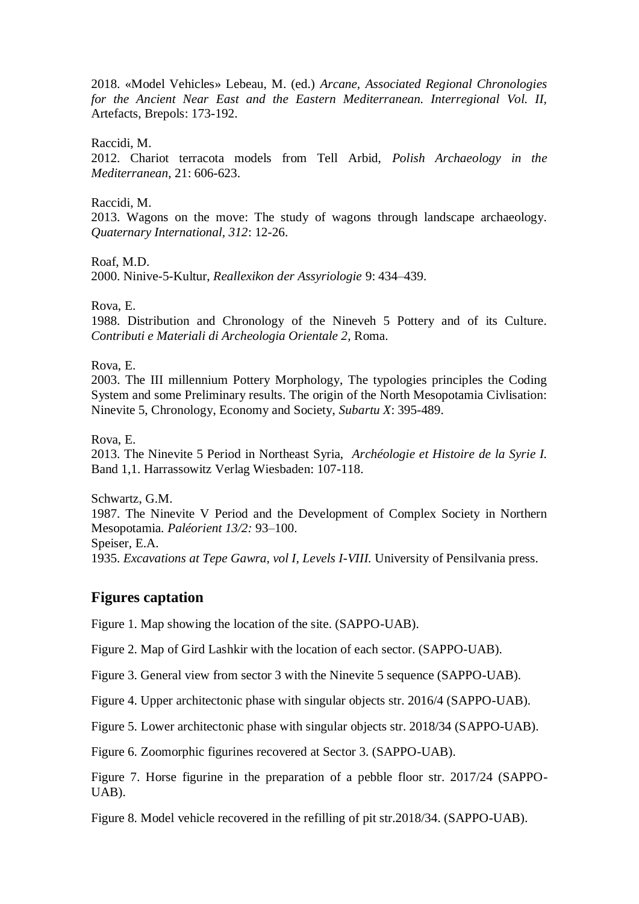2018. «Model Vehicles» Lebeau, M. (ed.) *Arcane, Associated Regional Chronologies for the Ancient Near East and the Eastern Mediterranean. Interregional Vol. II,* Artefacts, Brepols: 173-192.

Raccidi, M.
2012. Chariot terracota models from Tell Arbid, *Polish Archaeology in the Mediterranean*, 21: 606-623.

Raccidi, M.
2013. Wagons on the move: The study of wagons through landscape archaeology. *Quaternary International, 312*: 12-26.

Roaf, M.D.
2000. Ninive-5-Kultur, *Reallexikon der Assyriologie* 9: 434–439.

Rova, E.
1988. Distribution and Chronology of the Nineveh 5 Pottery and of its Culture. *Contributi e Materiali di Archeologia Orientale 2*, Roma.

Rova, E.
2003. The III millennium Pottery Morphology, The typologies principles the Coding System and some Preliminary results. The origin of the North Mesopotamia Civlisation: Ninevite 5, Chronology, Economy and Society, *Subartu X*: 395-489.

Rova, E.
2013. The Ninevite 5 Period in Northeast Syria, *Archéologie et Histoire de la Syrie I.* Band 1,1. Harrassowitz Verlag Wiesbaden: 107-118.

Schwartz, G.M.
1987. The Ninevite V Period and the Development of Complex Society in Northern Mesopotamia. *Paléorient 13/2:* 93–100.
Speiser, E.A.
1935. *Excavations at Tepe Gawra, vol I, Levels I-VIII.* University of Pensilvania press.

## Figures captation

Figure 1. Map showing the location of the site. (SAPPO-UAB).

Figure 2. Map of Gird Lashkir with the location of each sector. (SAPPO-UAB).

Figure 3. General view from sector 3 with the Ninevite 5 sequence (SAPPO-UAB).

Figure 4. Upper architectonic phase with singular objects str. 2016/4 (SAPPO-UAB).

Figure 5. Lower architectonic phase with singular objects str. 2018/34 (SAPPO-UAB).

Figure 6. Zoomorphic figurines recovered at Sector 3. (SAPPO-UAB).

Figure 7. Horse figurine in the preparation of a pebble floor str. 2017/24 (SAPPO-UAB).

Figure 8. Model vehicle recovered in the refilling of pit str.2018/34. (SAPPO-UAB).